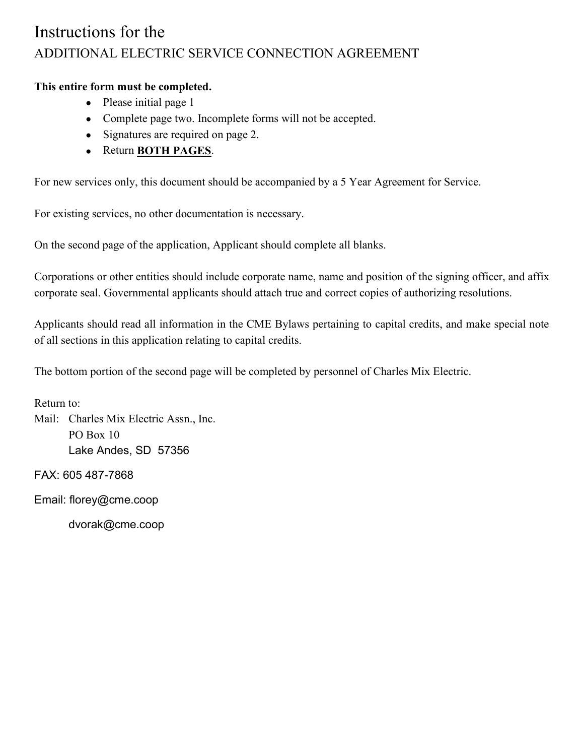# Instructions for the
## ADDITIONAL ELECTRIC SERVICE CONNECTION AGREEMENT

**This entire form must be completed.**

- Please initial page 1
- Complete page two. Incomplete forms will not be accepted.
- Signatures are required on page 2.
- Return **<u>BOTH PAGES</u>**.

For new services only, this document should be accompanied by a 5 Year Agreement for Service.

For existing services, no other documentation is necessary.

On the second page of the application, Applicant should complete all blanks.

Corporations or other entities should include corporate name, name and position of the signing officer, and affix corporate seal. Governmental applicants should attach true and correct copies of authorizing resolutions.

Applicants should read all information in the CME Bylaws pertaining to capital credits, and make special note of all sections in this application relating to capital credits.

The bottom portion of the second page will be completed by personnel of Charles Mix Electric.

Return to:

Mail: Charles Mix Electric Assn., Inc.
PO Box 10
Lake Andes, SD 57356

FAX: 605 487-7868

Email: florey@cme.coop
dvorak@cme.coop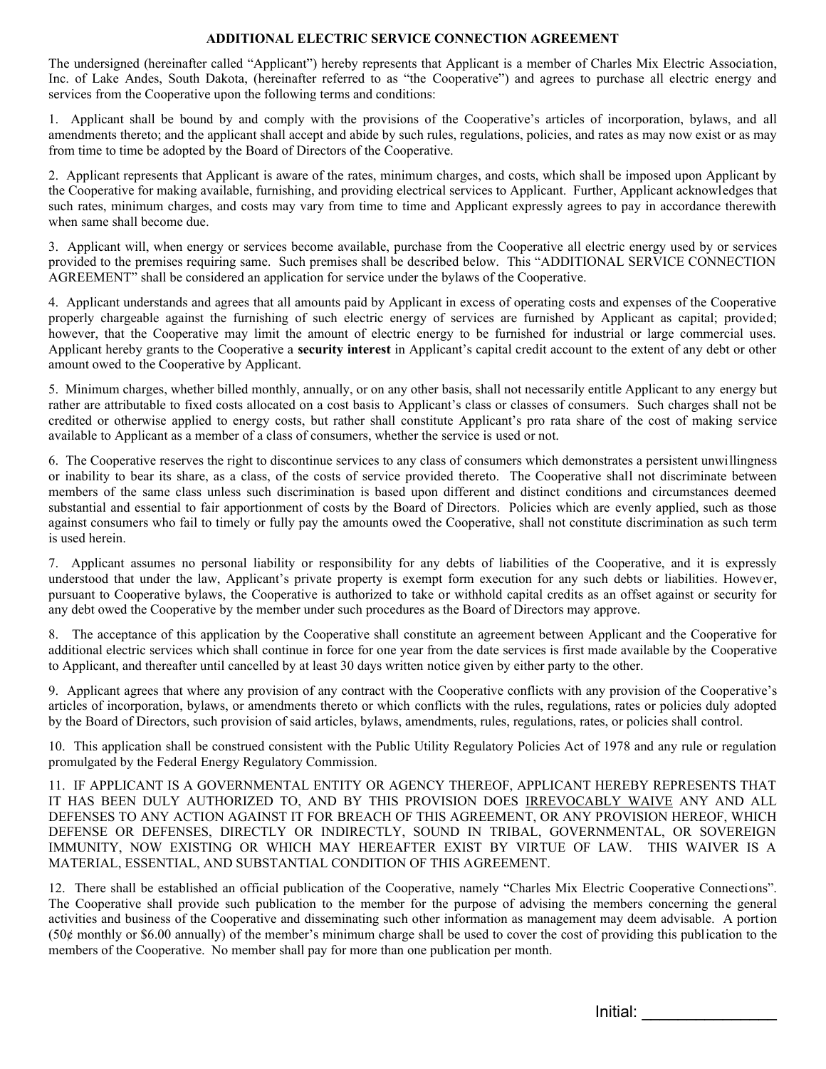## ADDITIONAL ELECTRIC SERVICE CONNECTION AGREEMENT

The undersigned (hereinafter called "Applicant") hereby represents that Applicant is a member of Charles Mix Electric Association, Inc. of Lake Andes, South Dakota, (hereinafter referred to as "the Cooperative") and agrees to purchase all electric energy and services from the Cooperative upon the following terms and conditions:

1. Applicant shall be bound by and comply with the provisions of the Cooperative's articles of incorporation, bylaws, and all amendments thereto; and the applicant shall accept and abide by such rules, regulations, policies, and rates as may now exist or as may from time to time be adopted by the Board of Directors of the Cooperative.

2. Applicant represents that Applicant is aware of the rates, minimum charges, and costs, which shall be imposed upon Applicant by the Cooperative for making available, furnishing, and providing electrical services to Applicant. Further, Applicant acknowledges that such rates, minimum charges, and costs may vary from time to time and Applicant expressly agrees to pay in accordance therewith when same shall become due.

3. Applicant will, when energy or services become available, purchase from the Cooperative all electric energy used by or services provided to the premises requiring same. Such premises shall be described below. This "ADDITIONAL SERVICE CONNECTION AGREEMENT" shall be considered an application for service under the bylaws of the Cooperative.

4. Applicant understands and agrees that all amounts paid by Applicant in excess of operating costs and expenses of the Cooperative properly chargeable against the furnishing of such electric energy of services are furnished by Applicant as capital; provided; however, that the Cooperative may limit the amount of electric energy to be furnished for industrial or large commercial uses. Applicant hereby grants to the Cooperative a **security interest** in Applicant's capital credit account to the extent of any debt or other amount owed to the Cooperative by Applicant.

5. Minimum charges, whether billed monthly, annually, or on any other basis, shall not necessarily entitle Applicant to any energy but rather are attributable to fixed costs allocated on a cost basis to Applicant's class or classes of consumers. Such charges shall not be credited or otherwise applied to energy costs, but rather shall constitute Applicant's pro rata share of the cost of making service available to Applicant as a member of a class of consumers, whether the service is used or not.

6. The Cooperative reserves the right to discontinue services to any class of consumers which demonstrates a persistent unwillingness or inability to bear its share, as a class, of the costs of service provided thereto. The Cooperative shall not discriminate between members of the same class unless such discrimination is based upon different and distinct conditions and circumstances deemed substantial and essential to fair apportionment of costs by the Board of Directors. Policies which are evenly applied, such as those against consumers who fail to timely or fully pay the amounts owed the Cooperative, shall not constitute discrimination as such term is used herein.

7. Applicant assumes no personal liability or responsibility for any debts of liabilities of the Cooperative, and it is expressly understood that under the law, Applicant's private property is exempt form execution for any such debts or liabilities. However, pursuant to Cooperative bylaws, the Cooperative is authorized to take or withhold capital credits as an offset against or security for any debt owed the Cooperative by the member under such procedures as the Board of Directors may approve.

8. The acceptance of this application by the Cooperative shall constitute an agreement between Applicant and the Cooperative for additional electric services which shall continue in force for one year from the date services is first made available by the Cooperative to Applicant, and thereafter until cancelled by at least 30 days written notice given by either party to the other.

9. Applicant agrees that where any provision of any contract with the Cooperative conflicts with any provision of the Cooperative's articles of incorporation, bylaws, or amendments thereto or which conflicts with the rules, regulations, rates or policies duly adopted by the Board of Directors, such provision of said articles, bylaws, amendments, rules, regulations, rates, or policies shall control.

10. This application shall be construed consistent with the Public Utility Regulatory Policies Act of 1978 and any rule or regulation promulgated by the Federal Energy Regulatory Commission.

11. IF APPLICANT IS A GOVERNMENTAL ENTITY OR AGENCY THEREOF, APPLICANT HEREBY REPRESENTS THAT IT HAS BEEN DULY AUTHORIZED TO, AND BY THIS PROVISION DOES IRREVOCABLY WAIVE ANY AND ALL DEFENSES TO ANY ACTION AGAINST IT FOR BREACH OF THIS AGREEMENT, OR ANY PROVISION HEREOF, WHICH DEFENSE OR DEFENSES, DIRECTLY OR INDIRECTLY, SOUND IN TRIBAL, GOVERNMENTAL, OR SOVEREIGN IMMUNITY, NOW EXISTING OR WHICH MAY HEREAFTER EXIST BY VIRTUE OF LAW. THIS WAIVER IS A MATERIAL, ESSENTIAL, AND SUBSTANTIAL CONDITION OF THIS AGREEMENT.

12. There shall be established an official publication of the Cooperative, namely "Charles Mix Electric Cooperative Connections". The Cooperative shall provide such publication to the member for the purpose of advising the members concerning the general activities and business of the Cooperative and disseminating such other information as management may deem advisable. A portion (50¢ monthly or $6.00 annually) of the member's minimum charge shall be used to cover the cost of providing this publication to the members of the Cooperative. No member shall pay for more than one publication per month.

Initial: _______________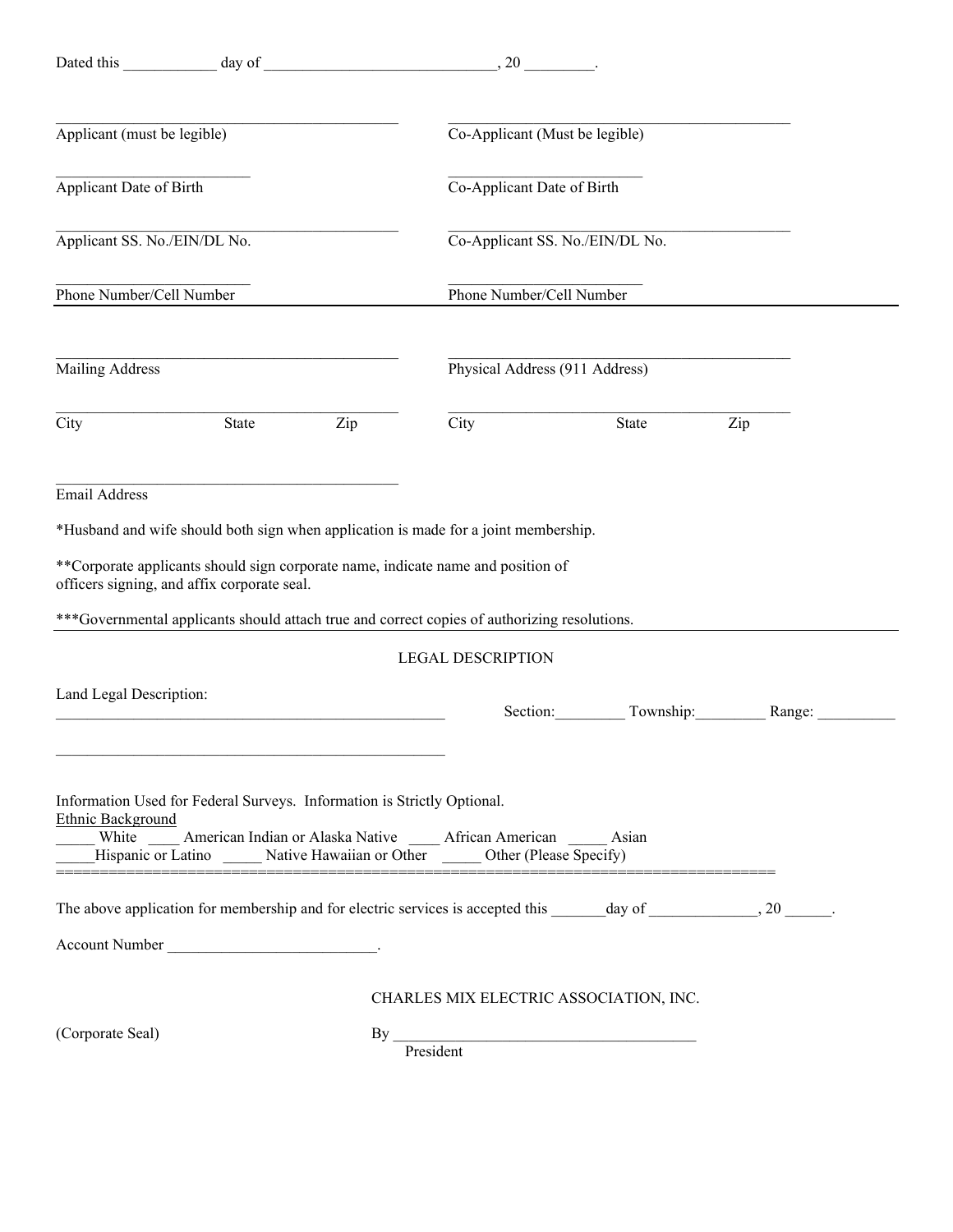Dated this ____________ day of ______________________________, 20 _________.

| | |
|---|---|
| ______________________________________________ | ______________________________________________ |
| Applicant (must be legible) | Co-Applicant (Must be legible) |
| __________________________ | __________________________ |
| Applicant Date of Birth | Co-Applicant Date of Birth |
| ______________________________________________ | ______________________________________________ |
| Applicant SS. No./EIN/DL No. | Co-Applicant SS. No./EIN/DL No. |
| __________________________ | __________________________ |
| Phone Number/Cell Number | Phone Number/Cell Number |

---

| | |
|---|---|
| ______________________________________________ | ______________________________________________ |
| Mailing Address | Physical Address (911 Address) |
| ______________________________________________ | ______________________________________________ |
| City State Zip | City State Zip |

______________________________________________
Email Address

*Husband and wife should both sign when application is made for a joint membership.

**Corporate applicants should sign corporate name, indicate name and position of officers signing, and affix corporate seal.

***Governmental applicants should attach true and correct copies of authorizing resolutions.

---

LEGAL DESCRIPTION

Land Legal Description:
____________________________________________________ Section:_________ Township:_________ Range: __________

____________________________________________________

Information Used for Federal Surveys. Information is Strictly Optional.
Ethnic Background
_____ White ____ American Indian or Alaska Native ____ African American _____ Asian
_____Hispanic or Latino _____ Native Hawaiian or Other _____ Other (Please Specify)

=====================================================================================

The above application for membership and for electric services is accepted this _______day of ______________, 20 ______.

Account Number ___________________________.

CHARLES MIX ELECTRIC ASSOCIATION, INC.

(Corporate Seal) By ________________________________________
President